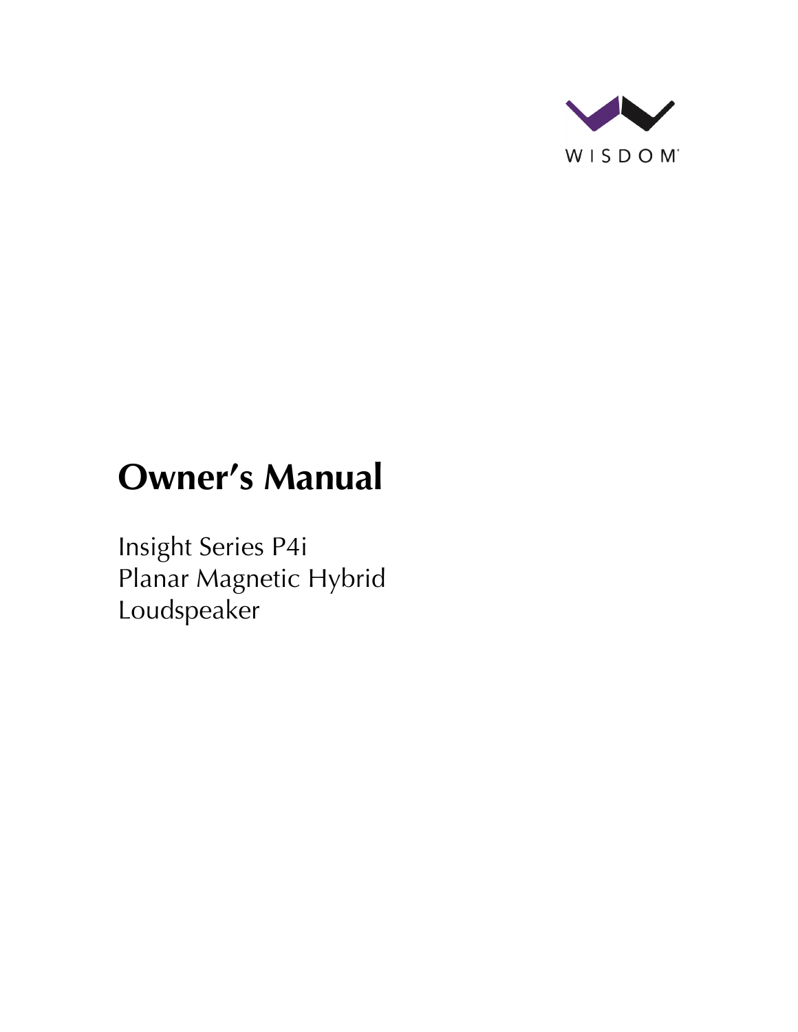WISDOM

# Owner's Manual

Insight Series P4i
Planar Magnetic Hybrid
Loudspeaker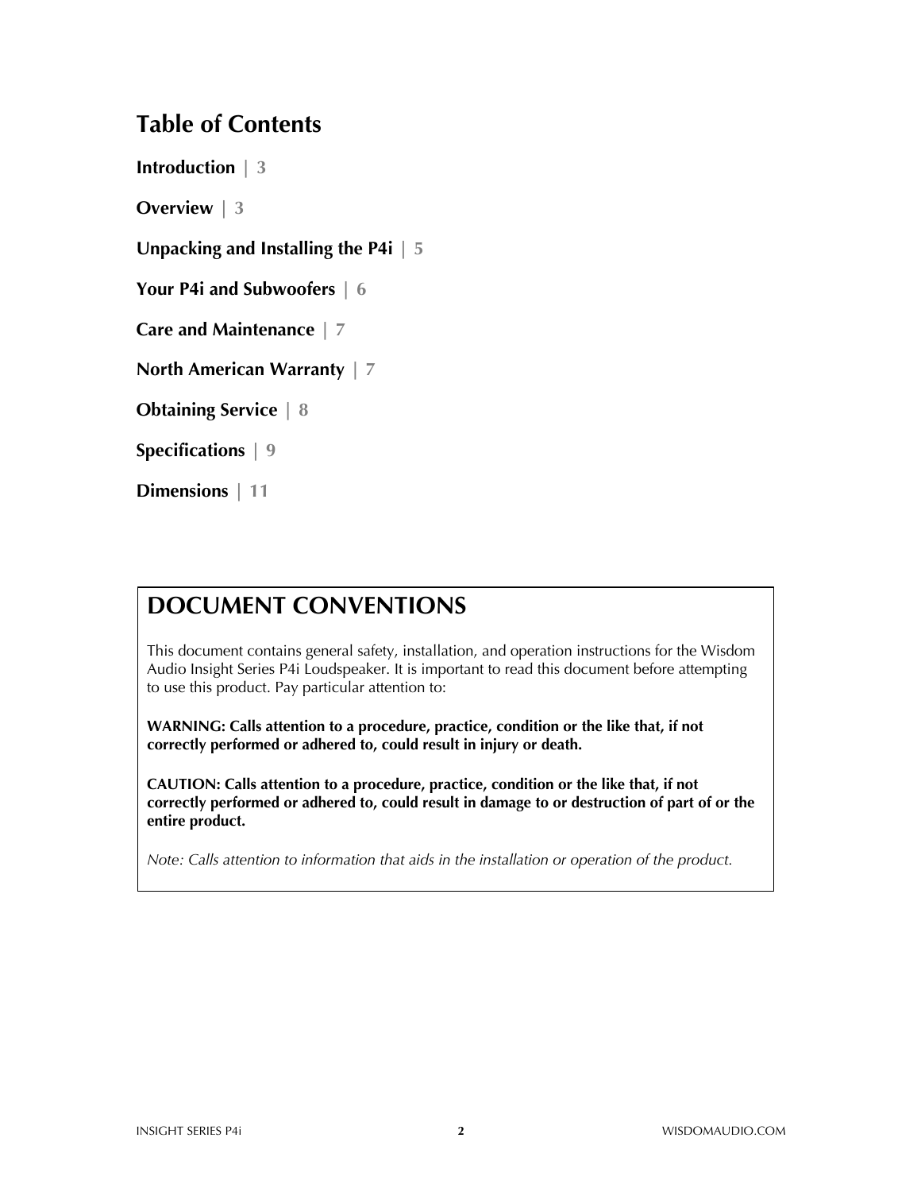# Table of Contents

**Introduction | 3**

**Overview | 3**

**Unpacking and Installing the P4i | 5**

**Your P4i and Subwoofers | 6**

**Care and Maintenance | 7**

**North American Warranty | 7**

**Obtaining Service | 8**

**Specifications | 9**

**Dimensions | 11**

## DOCUMENT CONVENTIONS

This document contains general safety, installation, and operation instructions for the Wisdom Audio Insight Series P4i Loudspeaker. It is important to read this document before attempting to use this product. Pay particular attention to:

**WARNING: Calls attention to a procedure, practice, condition or the like that, if not correctly performed or adhered to, could result in injury or death.**

**CAUTION: Calls attention to a procedure, practice, condition or the like that, if not correctly performed or adhered to, could result in damage to or destruction of part of or the entire product.**

*Note: Calls attention to information that aids in the installation or operation of the product.*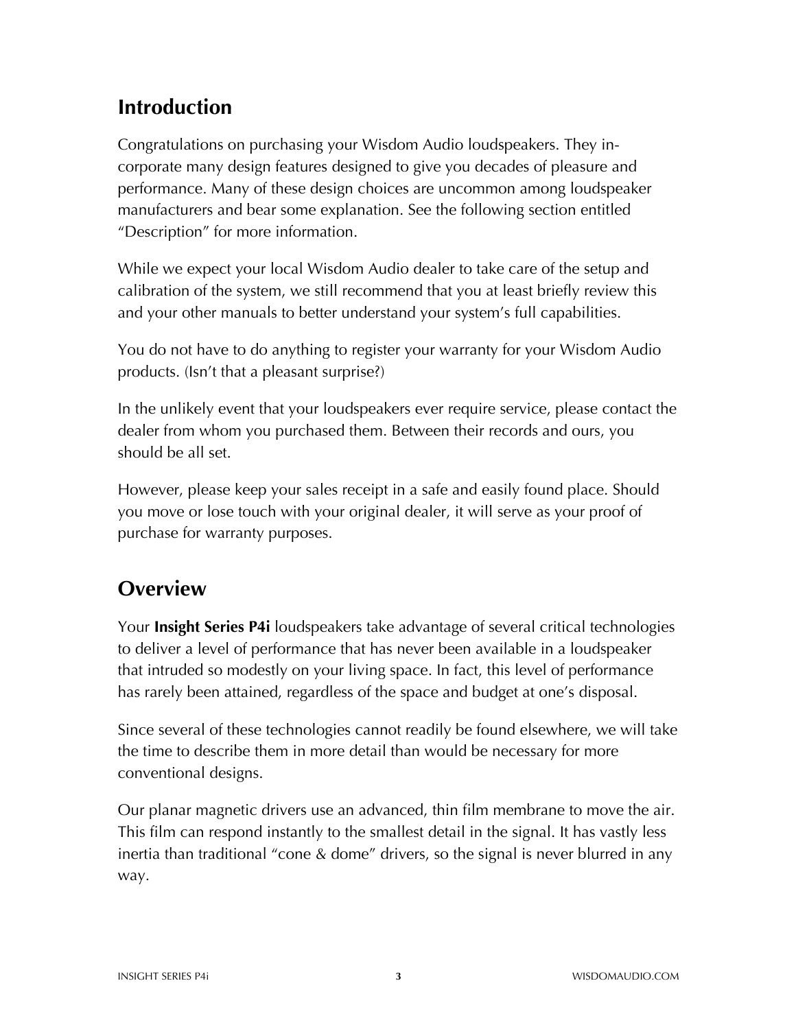## Introduction

Congratulations on purchasing your Wisdom Audio loudspeakers. They incorporate many design features designed to give you decades of pleasure and performance. Many of these design choices are uncommon among loudspeaker manufacturers and bear some explanation. See the following section entitled "Description" for more information.

While we expect your local Wisdom Audio dealer to take care of the setup and calibration of the system, we still recommend that you at least briefly review this and your other manuals to better understand your system's full capabilities.

You do not have to do anything to register your warranty for your Wisdom Audio products. (Isn't that a pleasant surprise?)

In the unlikely event that your loudspeakers ever require service, please contact the dealer from whom you purchased them. Between their records and ours, you should be all set.

However, please keep your sales receipt in a safe and easily found place. Should you move or lose touch with your original dealer, it will serve as your proof of purchase for warranty purposes.

## Overview

Your **Insight Series P4i** loudspeakers take advantage of several critical technologies to deliver a level of performance that has never been available in a loudspeaker that intruded so modestly on your living space. In fact, this level of performance has rarely been attained, regardless of the space and budget at one's disposal.

Since several of these technologies cannot readily be found elsewhere, we will take the time to describe them in more detail than would be necessary for more conventional designs.

Our planar magnetic drivers use an advanced, thin film membrane to move the air. This film can respond instantly to the smallest detail in the signal. It has vastly less inertia than traditional "cone & dome" drivers, so the signal is never blurred in any way.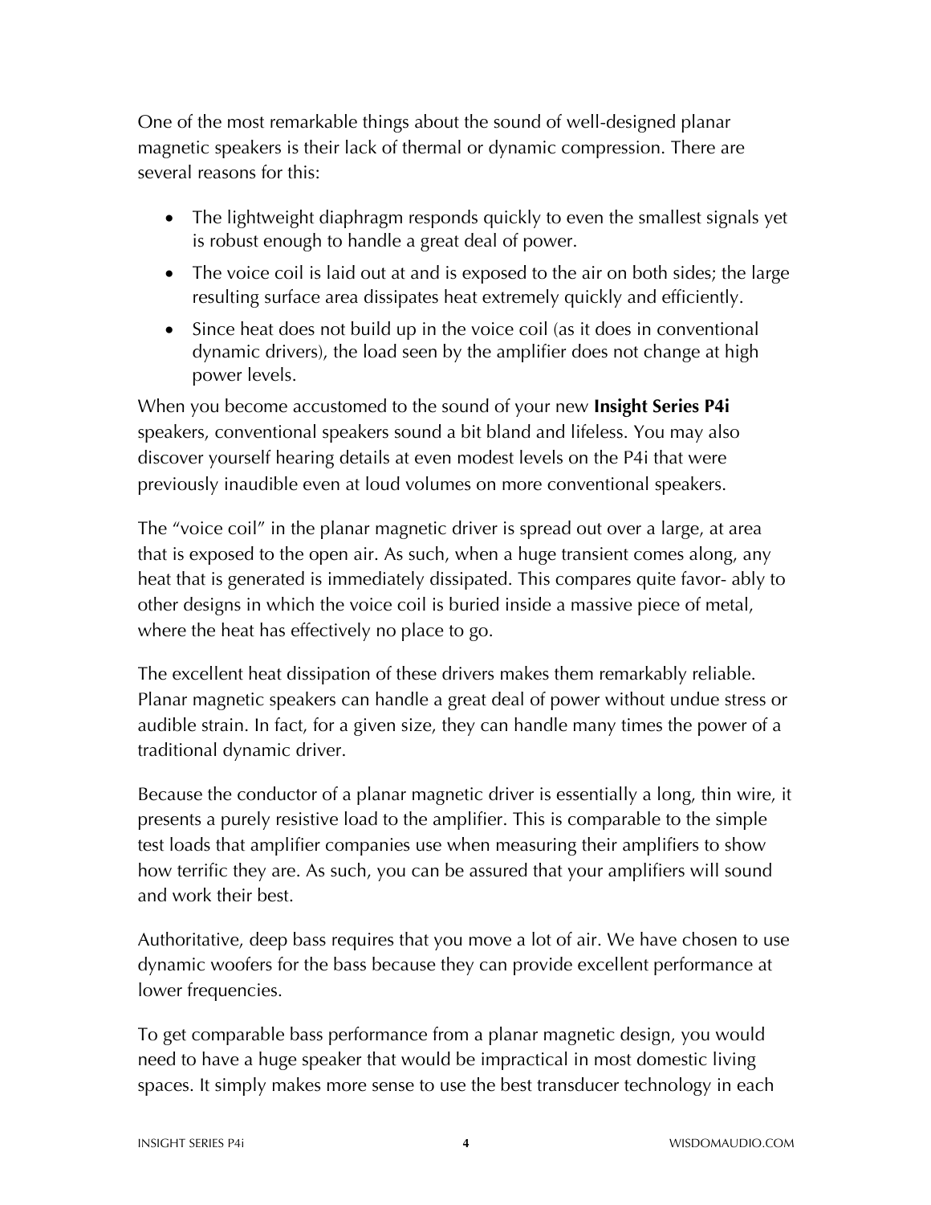One of the most remarkable things about the sound of well-designed planar magnetic speakers is their lack of thermal or dynamic compression. There are several reasons for this:

- The lightweight diaphragm responds quickly to even the smallest signals yet is robust enough to handle a great deal of power.
- The voice coil is laid out at and is exposed to the air on both sides; the large resulting surface area dissipates heat extremely quickly and efficiently.
- Since heat does not build up in the voice coil (as it does in conventional dynamic drivers), the load seen by the amplifier does not change at high power levels.

When you become accustomed to the sound of your new **Insight Series P4i** speakers, conventional speakers sound a bit bland and lifeless. You may also discover yourself hearing details at even modest levels on the P4i that were previously inaudible even at loud volumes on more conventional speakers.

The "voice coil" in the planar magnetic driver is spread out over a large, at area that is exposed to the open air. As such, when a huge transient comes along, any heat that is generated is immediately dissipated. This compares quite favor- ably to other designs in which the voice coil is buried inside a massive piece of metal, where the heat has effectively no place to go.

The excellent heat dissipation of these drivers makes them remarkably reliable. Planar magnetic speakers can handle a great deal of power without undue stress or audible strain. In fact, for a given size, they can handle many times the power of a traditional dynamic driver.

Because the conductor of a planar magnetic driver is essentially a long, thin wire, it presents a purely resistive load to the amplifier. This is comparable to the simple test loads that amplifier companies use when measuring their amplifiers to show how terrific they are. As such, you can be assured that your amplifiers will sound and work their best.

Authoritative, deep bass requires that you move a lot of air. We have chosen to use dynamic woofers for the bass because they can provide excellent performance at lower frequencies.

To get comparable bass performance from a planar magnetic design, you would need to have a huge speaker that would be impractical in most domestic living spaces. It simply makes more sense to use the best transducer technology in each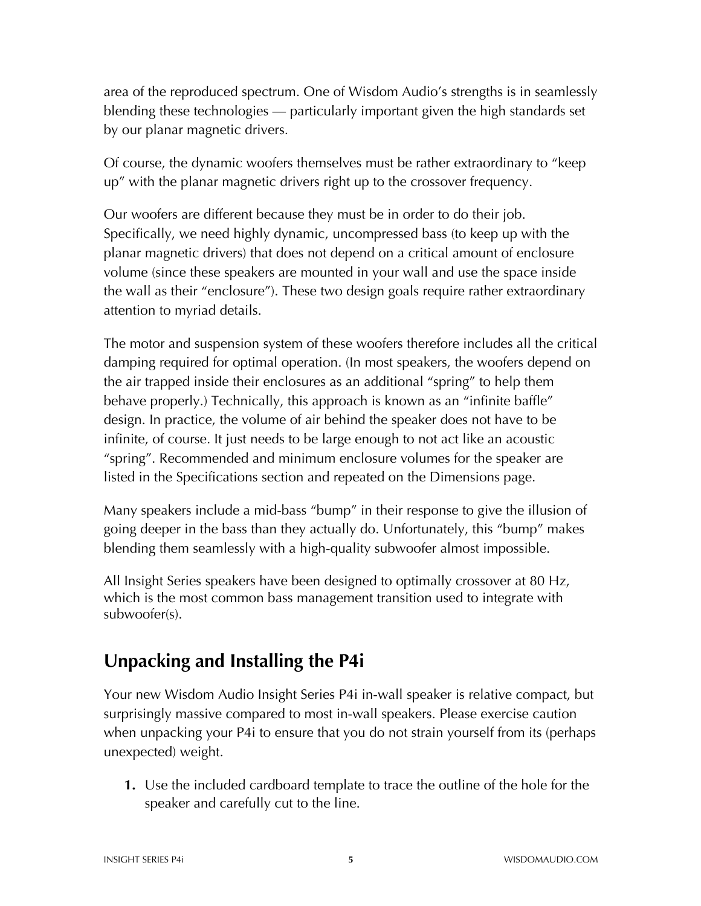area of the reproduced spectrum. One of Wisdom Audio's strengths is in seamlessly blending these technologies — particularly important given the high standards set by our planar magnetic drivers.

Of course, the dynamic woofers themselves must be rather extraordinary to "keep up" with the planar magnetic drivers right up to the crossover frequency.

Our woofers are different because they must be in order to do their job. Specifically, we need highly dynamic, uncompressed bass (to keep up with the planar magnetic drivers) that does not depend on a critical amount of enclosure volume (since these speakers are mounted in your wall and use the space inside the wall as their "enclosure"). These two design goals require rather extraordinary attention to myriad details.

The motor and suspension system of these woofers therefore includes all the critical damping required for optimal operation. (In most speakers, the woofers depend on the air trapped inside their enclosures as an additional "spring" to help them behave properly.) Technically, this approach is known as an "infinite baffle" design. In practice, the volume of air behind the speaker does not have to be infinite, of course. It just needs to be large enough to not act like an acoustic "spring". Recommended and minimum enclosure volumes for the speaker are listed in the Specifications section and repeated on the Dimensions page.

Many speakers include a mid-bass "bump" in their response to give the illusion of going deeper in the bass than they actually do. Unfortunately, this "bump" makes blending them seamlessly with a high-quality subwoofer almost impossible.

All Insight Series speakers have been designed to optimally crossover at 80 Hz, which is the most common bass management transition used to integrate with subwoofer(s).

## Unpacking and Installing the P4i

Your new Wisdom Audio Insight Series P4i in-wall speaker is relative compact, but surprisingly massive compared to most in-wall speakers. Please exercise caution when unpacking your P4i to ensure that you do not strain yourself from its (perhaps unexpected) weight.

1. Use the included cardboard template to trace the outline of the hole for the speaker and carefully cut to the line.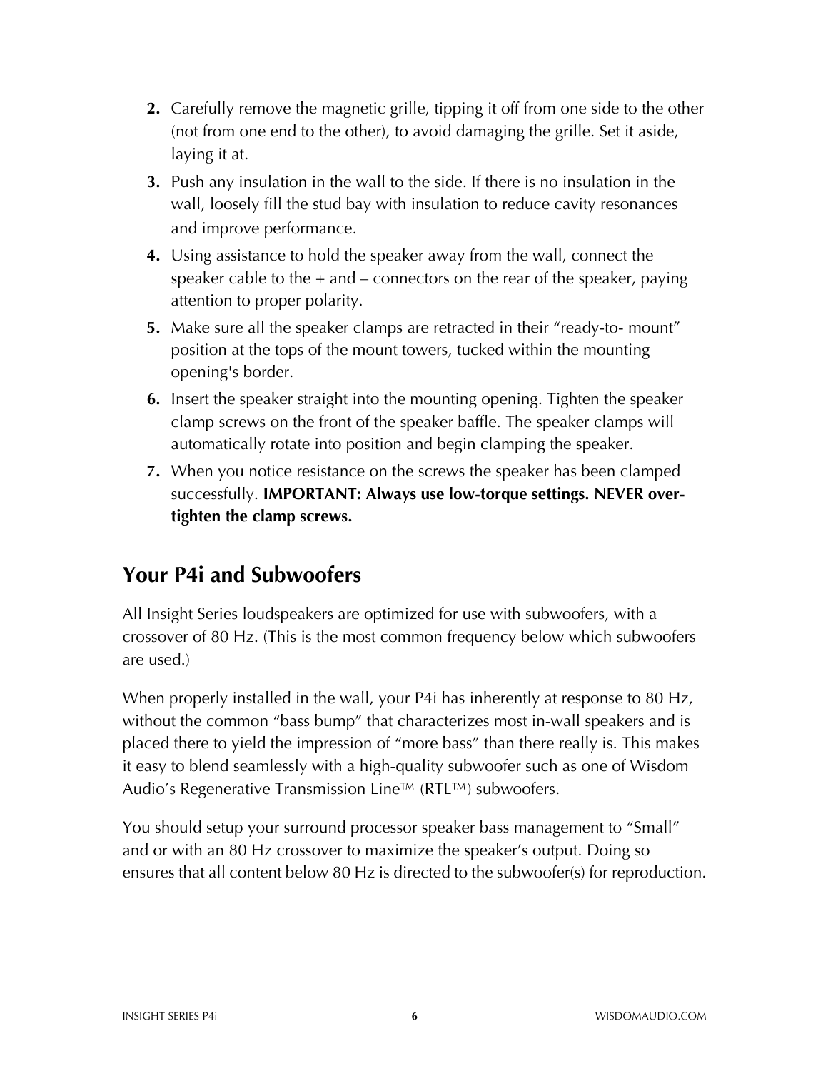2. Carefully remove the magnetic grille, tipping it off from one side to the other (not from one end to the other), to avoid damaging the grille. Set it aside, laying it at.
3. Push any insulation in the wall to the side. If there is no insulation in the wall, loosely fill the stud bay with insulation to reduce cavity resonances and improve performance.
4. Using assistance to hold the speaker away from the wall, connect the speaker cable to the + and – connectors on the rear of the speaker, paying attention to proper polarity.
5. Make sure all the speaker clamps are retracted in their "ready-to- mount" position at the tops of the mount towers, tucked within the mounting opening's border.
6. Insert the speaker straight into the mounting opening. Tighten the speaker clamp screws on the front of the speaker baffle. The speaker clamps will automatically rotate into position and begin clamping the speaker.
7. When you notice resistance on the screws the speaker has been clamped successfully. **IMPORTANT: Always use low-torque settings. NEVER over-tighten the clamp screws.**

## Your P4i and Subwoofers

All Insight Series loudspeakers are optimized for use with subwoofers, with a crossover of 80 Hz. (This is the most common frequency below which subwoofers are used.)

When properly installed in the wall, your P4i has inherently at response to 80 Hz, without the common "bass bump" that characterizes most in-wall speakers and is placed there to yield the impression of "more bass" than there really is. This makes it easy to blend seamlessly with a high-quality subwoofer such as one of Wisdom Audio's Regenerative Transmission Line™ (RTL™) subwoofers.

You should setup your surround processor speaker bass management to "Small" and or with an 80 Hz crossover to maximize the speaker's output. Doing so ensures that all content below 80 Hz is directed to the subwoofer(s) for reproduction.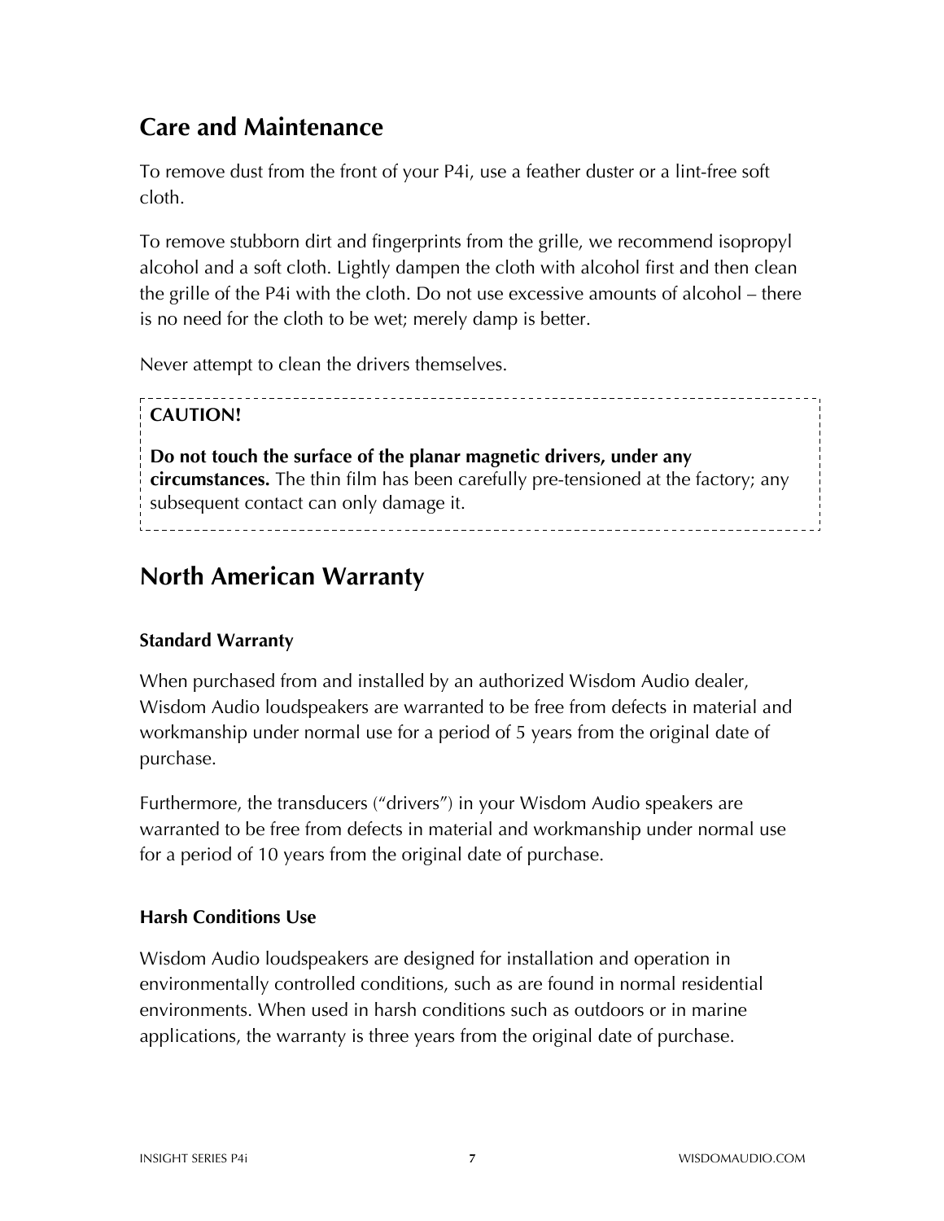## Care and Maintenance

To remove dust from the front of your P4i, use a feather duster or a lint-free soft cloth.

To remove stubborn dirt and fingerprints from the grille, we recommend isopropyl alcohol and a soft cloth. Lightly dampen the cloth with alcohol first and then clean the grille of the P4i with the cloth. Do not use excessive amounts of alcohol – there is no need for the cloth to be wet; merely damp is better.

Never attempt to clean the drivers themselves.

> **CAUTION!**
>
> **Do not touch the surface of the planar magnetic drivers, under any circumstances.** The thin film has been carefully pre-tensioned at the factory; any subsequent contact can only damage it.

## North American Warranty

### Standard Warranty

When purchased from and installed by an authorized Wisdom Audio dealer, Wisdom Audio loudspeakers are warranted to be free from defects in material and workmanship under normal use for a period of 5 years from the original date of purchase.

Furthermore, the transducers ("drivers") in your Wisdom Audio speakers are warranted to be free from defects in material and workmanship under normal use for a period of 10 years from the original date of purchase.

### Harsh Conditions Use

Wisdom Audio loudspeakers are designed for installation and operation in environmentally controlled conditions, such as are found in normal residential environments. When used in harsh conditions such as outdoors or in marine applications, the warranty is three years from the original date of purchase.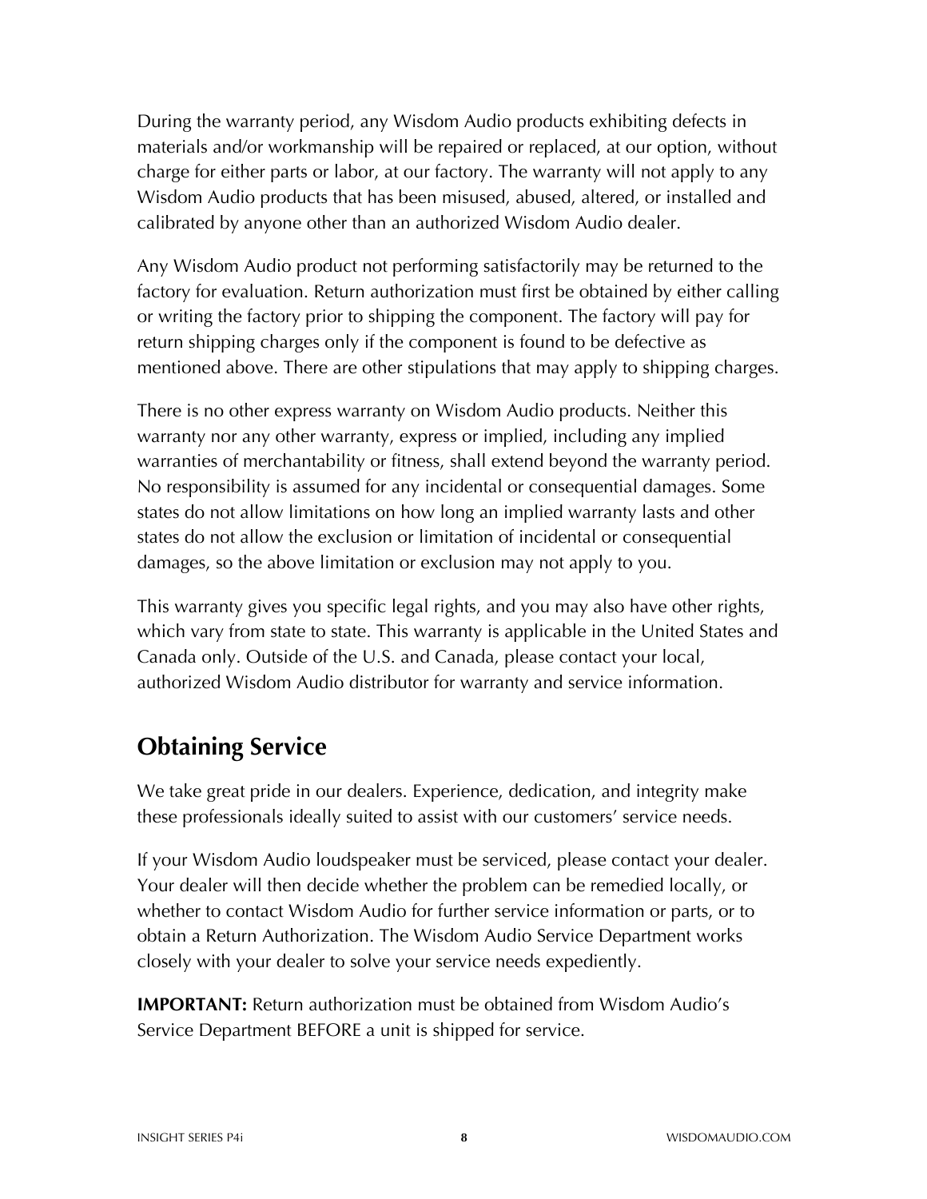During the warranty period, any Wisdom Audio products exhibiting defects in materials and/or workmanship will be repaired or replaced, at our option, without charge for either parts or labor, at our factory. The warranty will not apply to any Wisdom Audio products that has been misused, abused, altered, or installed and calibrated by anyone other than an authorized Wisdom Audio dealer.

Any Wisdom Audio product not performing satisfactorily may be returned to the factory for evaluation. Return authorization must first be obtained by either calling or writing the factory prior to shipping the component. The factory will pay for return shipping charges only if the component is found to be defective as mentioned above. There are other stipulations that may apply to shipping charges.

There is no other express warranty on Wisdom Audio products. Neither this warranty nor any other warranty, express or implied, including any implied warranties of merchantability or fitness, shall extend beyond the warranty period. No responsibility is assumed for any incidental or consequential damages. Some states do not allow limitations on how long an implied warranty lasts and other states do not allow the exclusion or limitation of incidental or consequential damages, so the above limitation or exclusion may not apply to you.

This warranty gives you specific legal rights, and you may also have other rights, which vary from state to state. This warranty is applicable in the United States and Canada only. Outside of the U.S. and Canada, please contact your local, authorized Wisdom Audio distributor for warranty and service information.

## Obtaining Service

We take great pride in our dealers. Experience, dedication, and integrity make these professionals ideally suited to assist with our customers' service needs.

If your Wisdom Audio loudspeaker must be serviced, please contact your dealer. Your dealer will then decide whether the problem can be remedied locally, or whether to contact Wisdom Audio for further service information or parts, or to obtain a Return Authorization. The Wisdom Audio Service Department works closely with your dealer to solve your service needs expediently.

**IMPORTANT:** Return authorization must be obtained from Wisdom Audio's Service Department BEFORE a unit is shipped for service.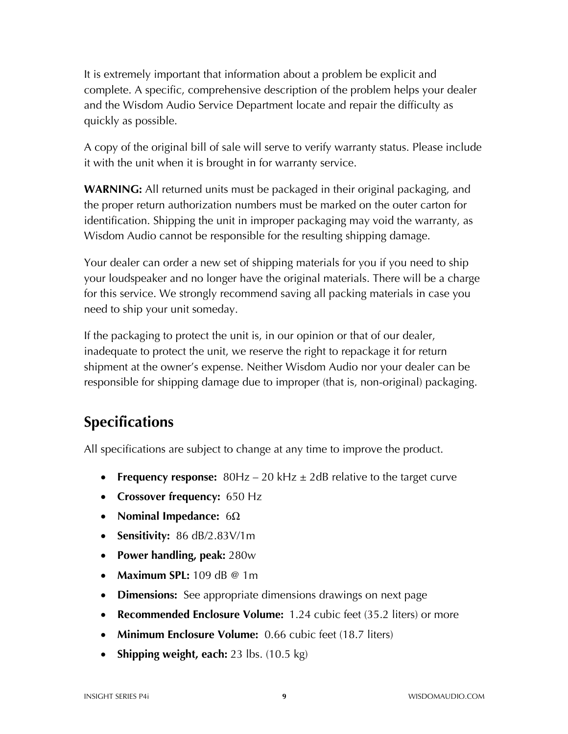It is extremely important that information about a problem be explicit and complete. A specific, comprehensive description of the problem helps your dealer and the Wisdom Audio Service Department locate and repair the difficulty as quickly as possible.

A copy of the original bill of sale will serve to verify warranty status. Please include it with the unit when it is brought in for warranty service.

**WARNING:** All returned units must be packaged in their original packaging, and the proper return authorization numbers must be marked on the outer carton for identification. Shipping the unit in improper packaging may void the warranty, as Wisdom Audio cannot be responsible for the resulting shipping damage.

Your dealer can order a new set of shipping materials for you if you need to ship your loudspeaker and no longer have the original materials. There will be a charge for this service. We strongly recommend saving all packing materials in case you need to ship your unit someday.

If the packaging to protect the unit is, in our opinion or that of our dealer, inadequate to protect the unit, we reserve the right to repackage it for return shipment at the owner's expense. Neither Wisdom Audio nor your dealer can be responsible for shipping damage due to improper (that is, non-original) packaging.

## Specifications

All specifications are subject to change at any time to improve the product.

- **Frequency response:** 80Hz – 20 kHz ± 2dB relative to the target curve
- **Crossover frequency:** 650 Hz
- **Nominal Impedance:** 6Ω
- **Sensitivity:** 86 dB/2.83V/1m
- **Power handling, peak:** 280w
- **Maximum SPL:** 109 dB @ 1m
- **Dimensions:** See appropriate dimensions drawings on next page
- **Recommended Enclosure Volume:** 1.24 cubic feet (35.2 liters) or more
- **Minimum Enclosure Volume:** 0.66 cubic feet (18.7 liters)
- **Shipping weight, each:** 23 lbs. (10.5 kg)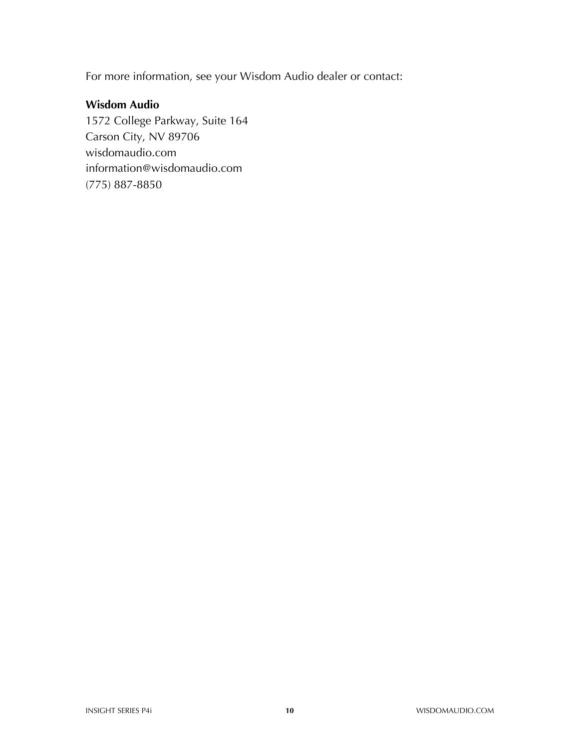For more information, see your Wisdom Audio dealer or contact:

**Wisdom Audio**
1572 College Parkway, Suite 164
Carson City, NV 89706
wisdomaudio.com
information@wisdomaudio.com
(775) 887-8850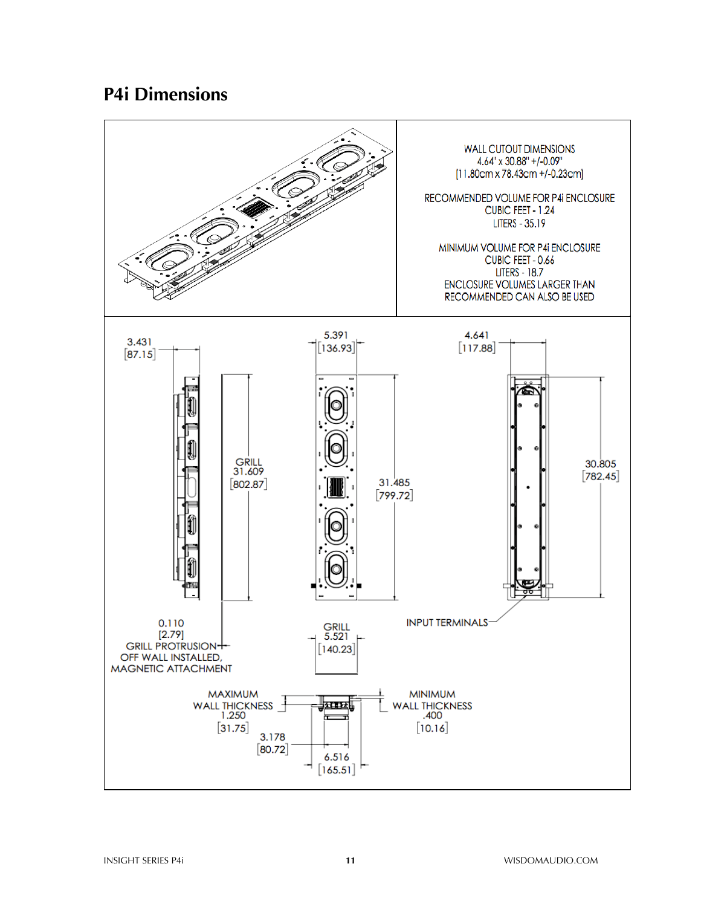## P4i Dimensions

WALL CUTOUT DIMENSIONS
4.64" x 30.88" +/-0.09"
[11.80cm x 78.43cm +/-0.23cm]

RECOMMENDED VOLUME FOR P4i ENCLOSURE
CUBIC FEET - 1.24
LITERS - 35.19

MINIMUM VOLUME FOR P4i ENCLOSURE
CUBIC FEET - 0.66
LITERS - 18.7
ENCLOSURE VOLUMES LARGER THAN
RECOMMENDED CAN ALSO BE USED

3.431
[87.15]

GRILL
31.609
[802.87]

0.110
[2.79]
GRILL PROTRUSION
OFF WALL INSTALLED,
MAGNETIC ATTACHMENT

5.391
[136.93]

31.485
[799.72]

GRILL
5.521
[140.23]

4.641
[117.88]

30.805
[782.45]

INPUT TERMINALS

MAXIMUM
WALL THICKNESS
1.250
[31.75]

MINIMUM
WALL THICKNESS
.400
[10.16]

3.178
[80.72]

6.516
[165.51]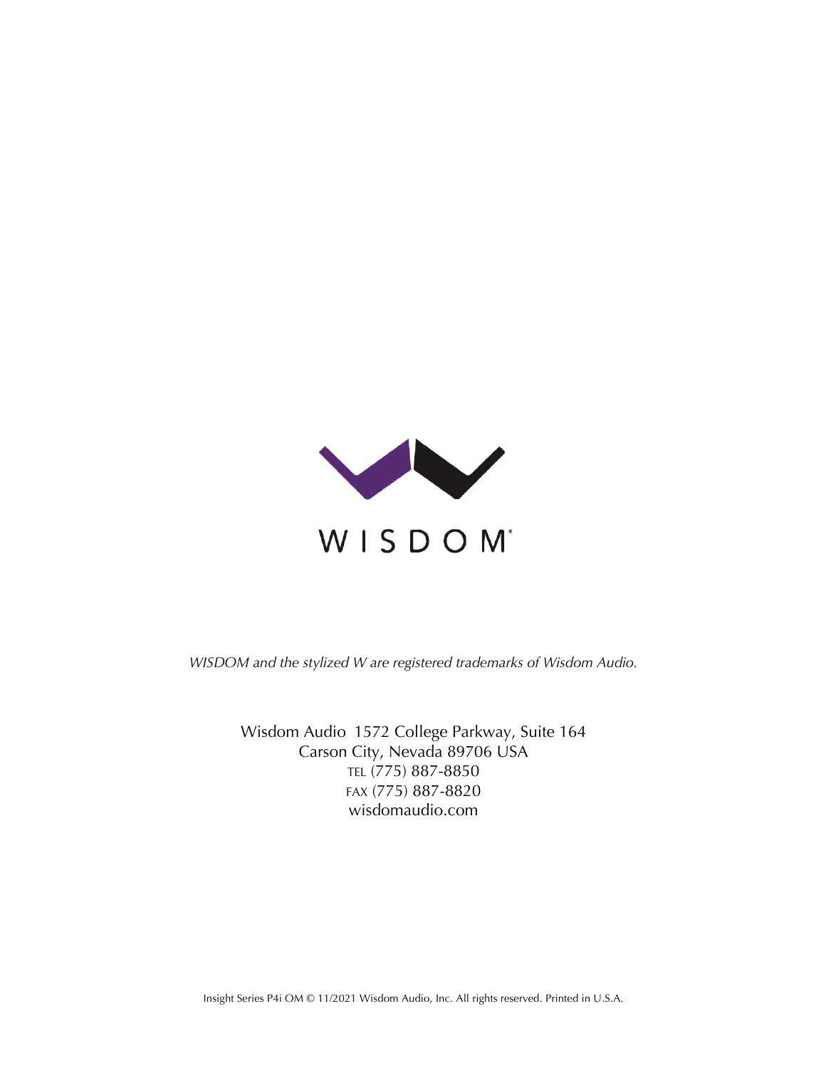WISDOM

*WISDOM and the stylized W are registered trademarks of Wisdom Audio.*

Wisdom Audio 1572 College Parkway, Suite 164
Carson City, Nevada 89706 USA
TEL (775) 887-8850
FAX (775) 887-8820
wisdomaudio.com

Insight Series P4i OM © 11/2021 Wisdom Audio, Inc. All rights reserved. Printed in U.S.A.